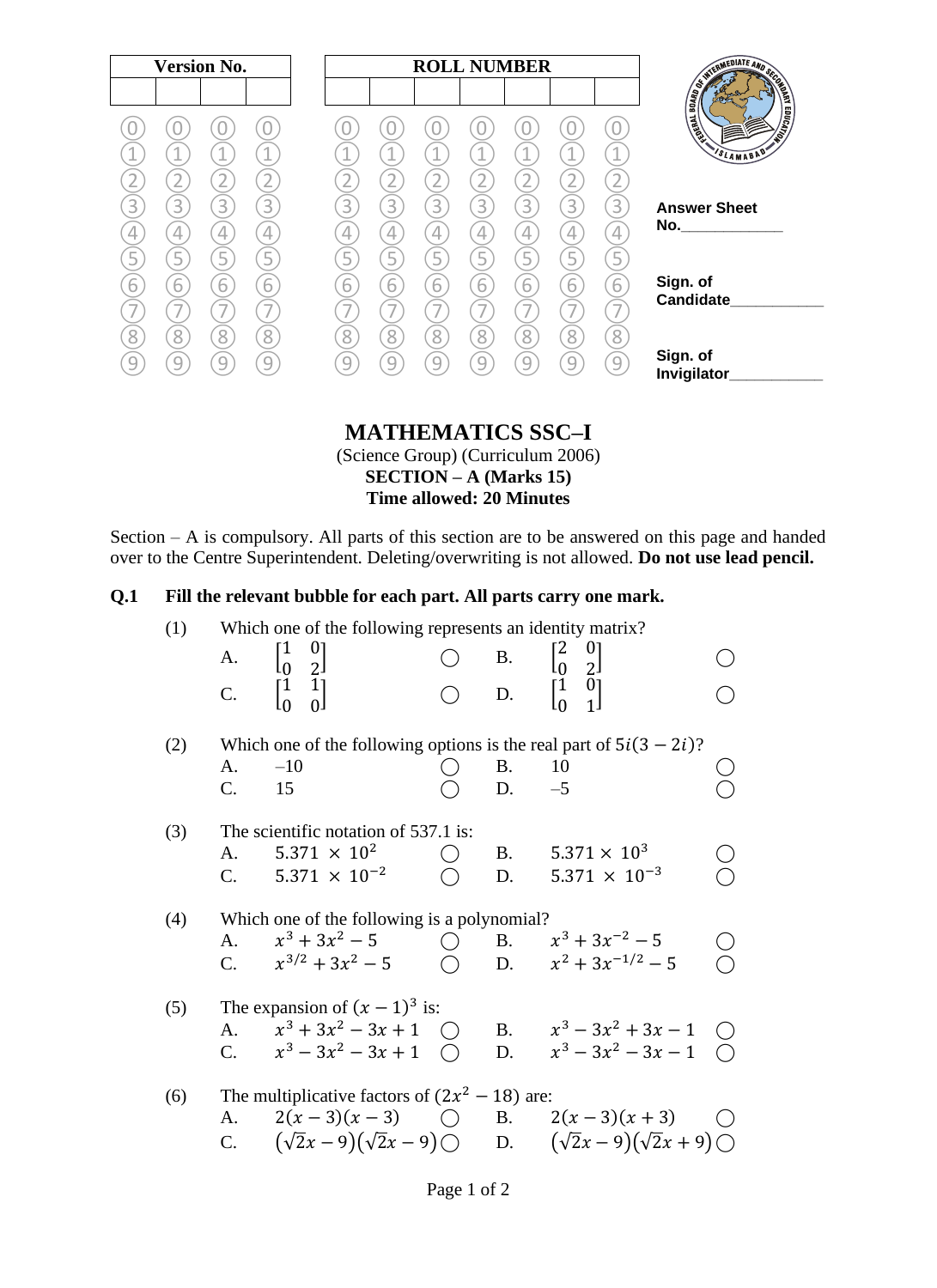| Version No. | | | |
|---|---|---|---|
| | | | |

| ROLL NUMBER | | | | | | |
|---|---|---|---|---|---|---|
| | | | | | | |

Answer Sheet No.____________

Sign. of Candidate___________

Sign. of Invigilator___________

# MATHEMATICS SSC–I

(Science Group) (Curriculum 2006)

**SECTION – A (Marks 15)**

**Time allowed: 20 Minutes**

Section – A is compulsory. All parts of this section are to be answered on this page and handed over to the Centre Superintendent. Deleting/overwriting is not allowed. **Do not use lead pencil.**

**Q.1 Fill the relevant bubble for each part. All parts carry one mark.**

(1) Which one of the following represents an identity matrix?

- A. $\begin{bmatrix} 1 & 0 \\ 0 & 2 \end{bmatrix}$ ◯
- B. $\begin{bmatrix} 2 & 0 \\ 0 & 2 \end{bmatrix}$ ◯
- C. $\begin{bmatrix} 1 & 1 \\ 0 & 0 \end{bmatrix}$ ◯
- D. $\begin{bmatrix} 1 & 0 \\ 0 & 1 \end{bmatrix}$ ◯

(2) Which one of the following options is the real part of $5i(3 - 2i)$?

- A. –10 ◯
- B. 10 ◯
- C. 15 ◯
- D. –5 ◯

(3) The scientific notation of 537.1 is:

- A. $5.371 \times 10^{2}$ ◯
- B. $5.371 \times 10^{3}$ ◯
- C. $5.371 \times 10^{-2}$ ◯
- D. $5.371 \times 10^{-3}$ ◯

(4) Which one of the following is a polynomial?

- A. $x^3 + 3x^2 - 5$ ◯
- B. $x^3 + 3x^{-2} - 5$ ◯
- C. $x^{3/2} + 3x^2 - 5$ ◯
- D. $x^2 + 3x^{-1/2} - 5$ ◯

(5) The expansion of $(x - 1)^3$ is:

- A. $x^3 + 3x^2 - 3x + 1$ ◯
- B. $x^3 - 3x^2 + 3x - 1$ ◯
- C. $x^3 - 3x^2 - 3x + 1$ ◯
- D. $x^3 - 3x^2 - 3x - 1$ ◯

(6) The multiplicative factors of $(2x^2 - 18)$ are:

- A. $2(x - 3)(x - 3)$ ◯
- B. $2(x - 3)(x + 3)$ ◯
- C. $(\sqrt{2}x - 9)(\sqrt{2}x - 9)$ ◯
- D. $(\sqrt{2}x - 9)(\sqrt{2}x + 9)$ ◯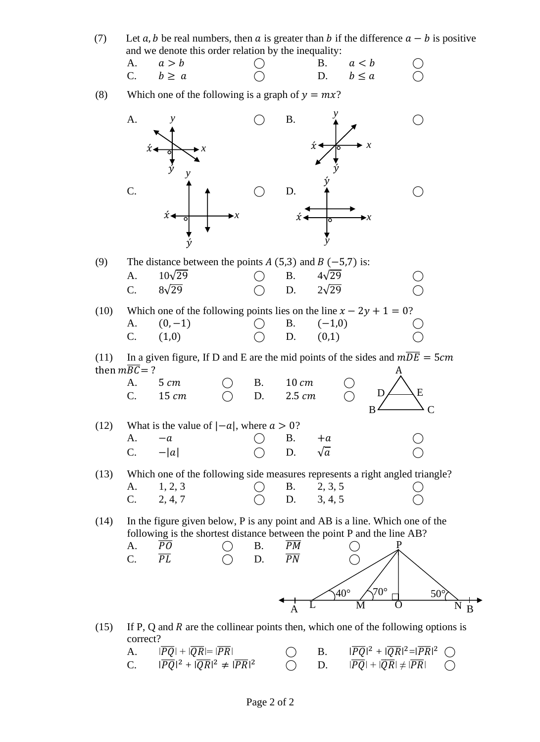(7) Let $a, b$ be real numbers, then $a$ is greater than $b$ if the difference $a - b$ is positive and we denote this order relation by the inequality:

| | | | | | |
|---|---|---|---|---|---|
| A. | $a > b$ | ◯ | B. | $a < b$ | ◯ |
| C. | $b \geq a$ | ◯ | D. | $b \leq a$ | ◯ |

(8) Which one of the following is a graph of $y = mx$?

A. ◯ B. ◯

C. ◯ D. ◯

(9) The distance between the points $A$ (5,3) and $B$ (−5,7) is:

| | | | | | |
|---|---|---|---|---|---|
| A. | $10\sqrt{29}$ | ◯ | B. | $4\sqrt{29}$ | ◯ |
| C. | $8\sqrt{29}$ | ◯ | D. | $2\sqrt{29}$ | ◯ |

(10) Which one of the following points lies on the line $x - 2y + 1 = 0$?

| | | | | | |
|---|---|---|---|---|---|
| A. | $(0, -1)$ | ◯ | B. | $(-1, 0)$ | ◯ |
| C. | $(1, 0)$ | ◯ | D. | $(0, 1)$ | ◯ |

(11) In a given figure, If D and E are the mid points of the sides and $m\overline{DE} = 5cm$ then $m\overline{BC} =$ ?

| | | | | | |
|---|---|---|---|---|---|
| A. | $5\ cm$ | ◯ | B. | $10\ cm$ | ◯ |
| C. | $15\ cm$ | ◯ | D. | $2.5\ cm$ | ◯ |

(12) What is the value of $|-a|$, where $a > 0$?

| | | | | | |
|---|---|---|---|---|---|
| A. | $-a$ | ◯ | B. | $+a$ | ◯ |
| C. | $-\|a\|$ | ◯ | D. | $\sqrt{a}$ | ◯ |

(13) Which one of the following side measures represents a right angled triangle?

| | | | | | |
|---|---|---|---|---|---|
| A. | 1, 2, 3 | ◯ | B. | 2, 3, 5 | ◯ |
| C. | 2, 4, 7 | ◯ | D. | 3, 4, 5 | ◯ |

(14) In the figure given below, P is any point and AB is a line. Which one of the following is the shortest distance between the point P and the line AB?

| | | | | | |
|---|---|---|---|---|---|
| A. | $\overline{PO}$ | ◯ | B. | $\overline{PM}$ | ◯ |
| C. | $\overline{PL}$ | ◯ | D. | $\overline{PN}$ | ◯ |

(15) If P, Q and $R$ are the collinear points then, which one of the following options is correct?

| | | | | | |
|---|---|---|---|---|---|
| A. | $\|\overline{PQ}\| + \|\overline{QR}\| = \|\overline{PR}\|$ | ◯ | B. | $\|\overline{PQ}\|^2 + \|\overline{QR}\|^2 = \|\overline{PR}\|^2$ | ◯ |
| C. | $\|\overline{PQ}\|^2 + \|\overline{QR}\|^2 \neq \|\overline{PR}\|^2$ | ◯ | D. | $\|\overline{PQ}\| + \|\overline{QR}\| \neq \|\overline{PR}\|$ | ◯ |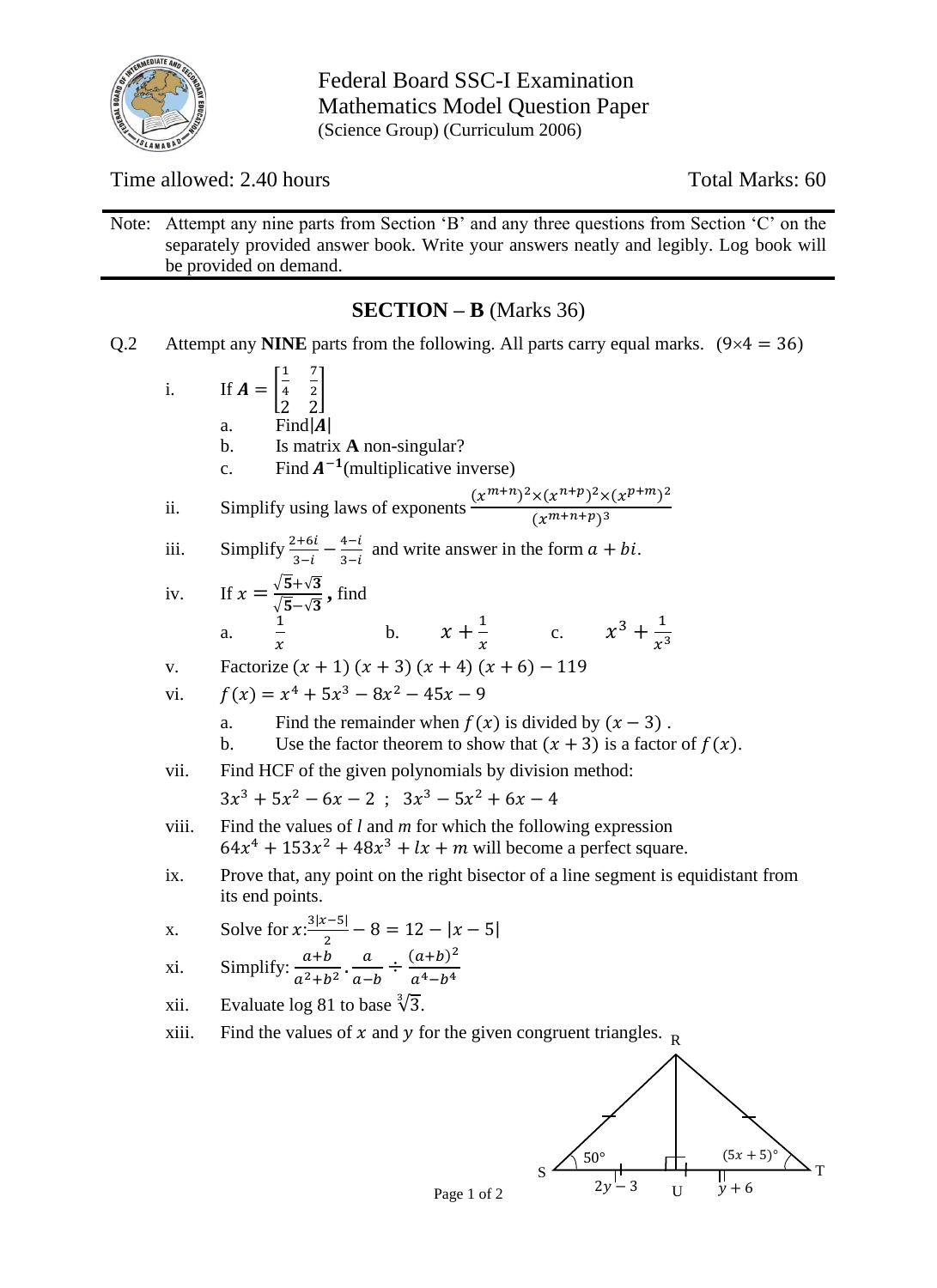Federal Board SSC-I Examination
Mathematics Model Question Paper
(Science Group) (Curriculum 2006)

Time allowed: 2.40 hours — Total Marks: 60

Note: Attempt any nine parts from Section 'B' and any three questions from Section 'C' on the separately provided answer book. Write your answers neatly and legibly. Log book will be provided on demand.

## SECTION – B (Marks 36)

Q.2 Attempt any **NINE** parts from the following. All parts carry equal marks. $(9\times4=36)$

i. If $\boldsymbol{A}=\begin{bmatrix}\frac{1}{4} & \frac{7}{2}\\ 2 & 2\end{bmatrix}$

   a. Find $|\boldsymbol{A}|$

   b. Is matrix **A** non-singular?

   c. Find $\boldsymbol{A}^{-1}$ (multiplicative inverse)

ii. Simplify using laws of exponents $\frac{(x^{m+n})^2\times(x^{n+p})^2\times(x^{p+m})^2}{(x^{m+n+p})^3}$

iii. Simplify $\frac{2+6i}{3-i}-\frac{4-i}{3-i}$ and write answer in the form $a+bi$.

iv. If $x=\frac{\sqrt{5}+\sqrt{3}}{\sqrt{5}-\sqrt{3}}$, find

   a. $\frac{1}{x}$ b. $x+\frac{1}{x}$ c. $x^3+\frac{1}{x^3}$

v. Factorize $(x+1)\,(x+3)\,(x+4)\,(x+6)-119$

vi. $f(x)=x^4+5x^3-8x^2-45x-9$

   a. Find the remainder when $f(x)$ is divided by $(x-3)$ .

   b. Use the factor theorem to show that $(x+3)$ is a factor of $f(x)$.

vii. Find HCF of the given polynomials by division method:

   $3x^3+5x^2-6x-2$ ; $3x^3-5x^2+6x-4$

viii. Find the values of *l* and *m* for which the following expression $64x^4+153x^2+48x^3+lx+m$ will become a perfect square.

ix. Prove that, any point on the right bisector of a line segment is equidistant from its end points.

x. Solve for $x$: $\frac{3|x-5|}{2}-8=12-|x-5|$

xi. Simplify: $\frac{a+b}{a^2+b^2}\cdot\frac{a}{a-b}\div\frac{(a+b)^2}{a^4-b^4}$

xii. Evaluate log 81 to base $\sqrt[3]{3}$.

xiii. Find the values of $x$ and $y$ for the given congruent triangles.

R, S, T, U; $50°$; $(5x+5)°$; $2y-3$; $y+6$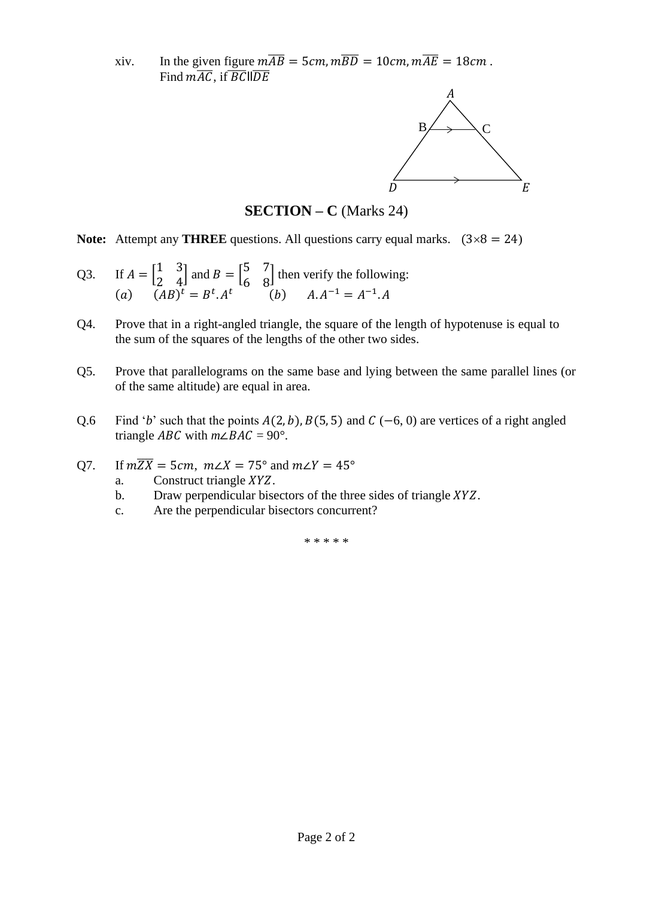xiv. In the given figure $m\overline{AB} = 5cm, m\overline{BD} = 10cm, m\overline{AE} = 18cm$ .
Find $m\overline{AC}$, if $\overline{BC} \parallel \overline{DE}$

## SECTION – C (Marks 24)

**Note:** Attempt any **THREE** questions. All questions carry equal marks. $(3 \times 8 = 24)$

Q3. If $A = \begin{bmatrix} 1 & 3 \\ 2 & 4 \end{bmatrix}$ and $B = \begin{bmatrix} 5 & 7 \\ 6 & 8 \end{bmatrix}$ then verify the following:
$(a)$ $(AB)^t = B^t . A^t$ $(b)$ $A . A^{-1} = A^{-1} . A$

Q4. Prove that in a right-angled triangle, the square of the length of hypotenuse is equal to the sum of the squares of the lengths of the other two sides.

Q5. Prove that parallelograms on the same base and lying between the same parallel lines (or of the same altitude) are equal in area.

Q.6 Find '$b$' such that the points $A(2, b), B(5, 5)$ and $C\ (-6, 0)$ are vertices of a right angled triangle $ABC$ with $m\angle BAC = 90°$.

Q7. If $m\overline{ZX} = 5cm,\ m\angle X = 75°$ and $m\angle Y = 45°$

a. Construct triangle $XYZ$.

b. Draw perpendicular bisectors of the three sides of triangle $XYZ$.

c. Are the perpendicular bisectors concurrent?

\* \* \* \* \*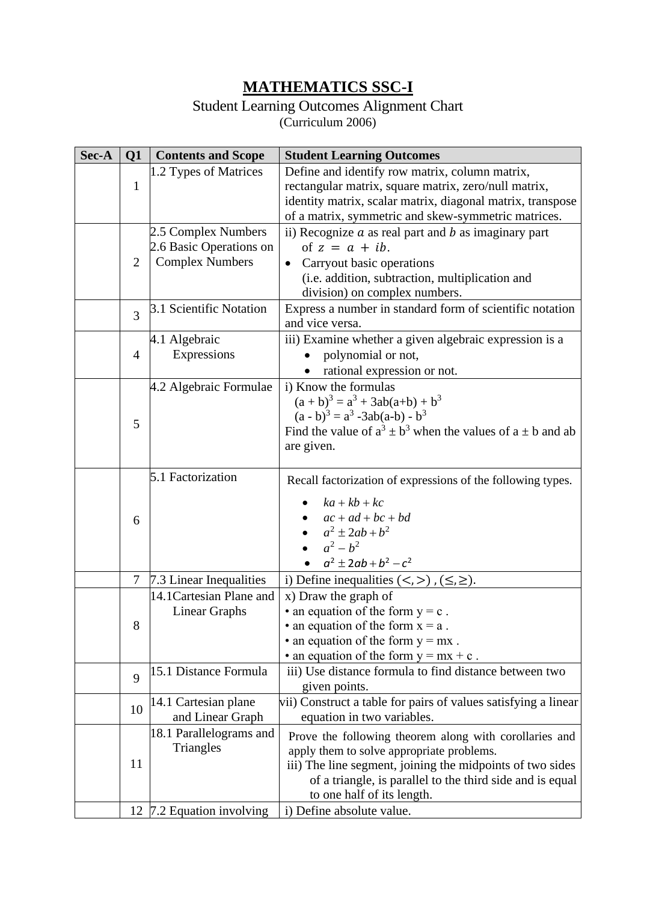# MATHEMATICS SSC-I

Student Learning Outcomes Alignment Chart

(Curriculum 2006)

| Sec-A | Q1 | Contents and Scope | Student Learning Outcomes |
|---|---|---|---|
| | 1 | 1.2 Types of Matrices | Define and identify row matrix, column matrix, rectangular matrix, square matrix, zero/null matrix, identity matrix, scalar matrix, diagonal matrix, transpose of a matrix, symmetric and skew-symmetric matrices. |
| | 2 | 2.5 Complex Numbers<br>2.6 Basic Operations on Complex Numbers | ii) Recognize $a$ as real part and $b$ as imaginary part of $z = a + ib$.<br>• Carryout basic operations (i.e. addition, subtraction, multiplication and division) on complex numbers. |
| | 3 | 3.1 Scientific Notation | Express a number in standard form of scientific notation and vice versa. |
| | 4 | 4.1 Algebraic Expressions | iii) Examine whether a given algebraic expression is a<br>• polynomial or not,<br>• rational expression or not. |
| | 5 | 4.2 Algebraic Formulae | i) Know the formulas<br>$(a + b)^3 = a^3 + 3ab(a+b) + b^3$<br>$(a - b)^3 = a^3 - 3ab(a-b) - b^3$<br>Find the value of $a^3 \pm b^3$ when the values of $a \pm b$ and $ab$ are given. |
| | 6 | 5.1 Factorization | Recall factorization of expressions of the following types.<br>• $ka + kb + kc$<br>• $ac + ad + bc + bd$<br>• $a^2 \pm 2ab + b^2$<br>• $a^2 - b^2$<br>• $a^2 \pm 2ab + b^2 - c^2$ |
| | 7 | 7.3 Linear Inequalities | i) Define inequalities $(<, >)$ , $(\leq, \geq)$. |
| | 8 | 14.1Cartesian Plane and Linear Graphs | x) Draw the graph of<br>• an equation of the form $y = c$ .<br>• an equation of the form $x = a$ .<br>• an equation of the form $y = mx$ .<br>• an equation of the form $y = mx + c$ . |
| | 9 | 15.1 Distance Formula | iii) Use distance formula to find distance between two given points. |
| | 10 | 14.1 Cartesian plane and Linear Graph | vii) Construct a table for pairs of values satisfying a linear equation in two variables. |
| | 11 | 18.1 Parallelograms and Triangles | Prove the following theorem along with corollaries and apply them to solve appropriate problems.<br>iii) The line segment, joining the midpoints of two sides of a triangle, is parallel to the third side and is equal to one half of its length. |
| | 12 | 7.2 Equation involving | i) Define absolute value. |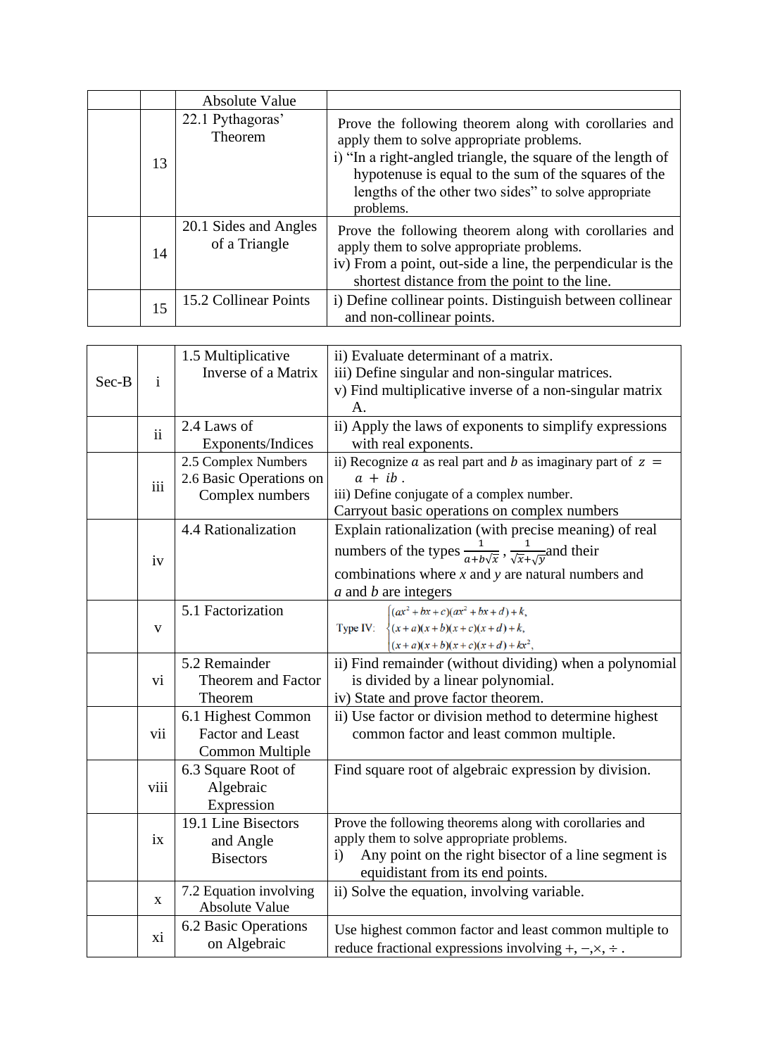|  |  | Absolute Value |  |
|---|---|---|---|
|  | 13 | 22.1 Pythagoras' Theorem | Prove the following theorem along with corollaries and apply them to solve appropriate problems.<br>i) "In a right-angled triangle, the square of the length of hypotenuse is equal to the sum of the squares of the lengths of the other two sides" to solve appropriate problems. |
|  | 14 | 20.1 Sides and Angles of a Triangle | Prove the following theorem along with corollaries and apply them to solve appropriate problems.<br>iv) From a point, out-side a line, the perpendicular is the shortest distance from the point to the line. |
|  | 15 | 15.2 Collinear Points | i) Define collinear points. Distinguish between collinear and non-collinear points. |

| Sec-B | i | 1.5 Multiplicative Inverse of a Matrix | ii) Evaluate determinant of a matrix.<br>iii) Define singular and non-singular matrices.<br>v) Find multiplicative inverse of a non-singular matrix A. |
|---|---|---|---|
|  | ii | 2.4 Laws of Exponents/Indices | ii) Apply the laws of exponents to simplify expressions with real exponents. |
|  | iii | 2.5 Complex Numbers<br>2.6 Basic Operations on Complex numbers | ii) Recognize $a$ as real part and $b$ as imaginary part of $z = a + ib$.<br>iii) Define conjugate of a complex number.<br>Carryout basic operations on complex numbers |
|  | iv | 4.4 Rationalization | Explain rationalization (with precise meaning) of real numbers of the types $\frac{1}{a+b\sqrt{x}}$, $\frac{1}{\sqrt{x}+\sqrt{y}}$ and their combinations where $x$ and $y$ are natural numbers and $a$ and $b$ are integers |
|  | v | 5.1 Factorization | Type IV: $\begin{cases}(ax^2+bx+c)(ax^2+bx+d)+k,\\(x+a)(x+b)(x+c)(x+d)+k,\\(x+a)(x+b)(x+c)(x+d)+kx^2,\end{cases}$ |
|  | vi | 5.2 Remainder Theorem and Factor Theorem | ii) Find remainder (without dividing) when a polynomial is divided by a linear polynomial.<br>iv) State and prove factor theorem. |
|  | vii | 6.1 Highest Common Factor and Least Common Multiple | ii) Use factor or division method to determine highest common factor and least common multiple. |
|  | viii | 6.3 Square Root of Algebraic Expression | Find square root of algebraic expression by division. |
|  | ix | 19.1 Line Bisectors and Angle Bisectors | Prove the following theorems along with corollaries and apply them to solve appropriate problems.<br>i) Any point on the right bisector of a line segment is equidistant from its end points. |
|  | x | 7.2 Equation involving Absolute Value | ii) Solve the equation, involving variable. |
|  | xi | 6.2 Basic Operations on Algebraic | Use highest common factor and least common multiple to reduce fractional expressions involving $+, -, \times, \div$. |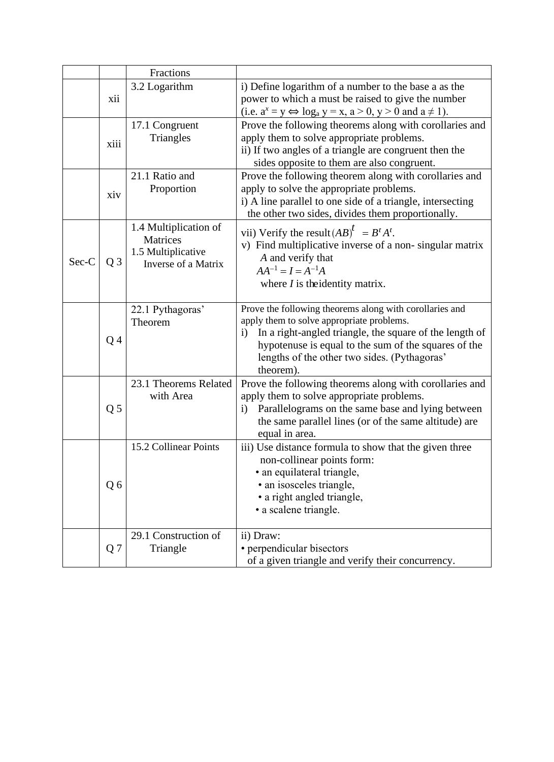| | | | |
|---|---|---|---|
| | | Fractions | |
| | xii | 3.2 Logarithm | i) Define logarithm of a number to the base a as the power to which a must be raised to give the number (i.e. $a^x = y \Leftrightarrow \log_a y = x$, $a > 0$, $y > 0$ and $a \neq 1$). |
| | xiii | 17.1 Congruent Triangles | Prove the following theorems along with corollaries and apply them to solve appropriate problems.<br>ii) If two angles of a triangle are congruent then the sides opposite to them are also congruent. |
| | xiv | 21.1 Ratio and Proportion | Prove the following theorem along with corollaries and apply to solve the appropriate problems.<br>i) A line parallel to one side of a triangle, intersecting the other two sides, divides them proportionally. |
| Sec-C | Q 3 | 1.4 Multiplication of Matrices<br>1.5 Multiplicative Inverse of a Matrix | vii) Verify the result $(AB)^t = B^t A^t$.<br>v) Find multiplicative inverse of a non- singular matrix $A$ and verify that $AA^{-1} = I = A^{-1}A$ where $I$ is the identity matrix. |
| | Q 4 | 22.1 Pythagoras' Theorem | Prove the following theorems along with corollaries and apply them to solve appropriate problems.<br>i) In a right-angled triangle, the square of the length of hypotenuse is equal to the sum of the squares of the lengths of the other two sides. (Pythagoras' theorem). |
| | Q 5 | 23.1 Theorems Related with Area | Prove the following theorems along with corollaries and apply them to solve appropriate problems.<br>i) Parallelograms on the same base and lying between the same parallel lines (or of the same altitude) are equal in area. |
| | Q 6 | 15.2 Collinear Points | iii) Use distance formula to show that the given three non-collinear points form:<br>• an equilateral triangle,<br>• an isosceles triangle,<br>• a right angled triangle,<br>• a scalene triangle. |
| | Q 7 | 29.1 Construction of Triangle | ii) Draw:<br>• perpendicular bisectors of a given triangle and verify their concurrency. |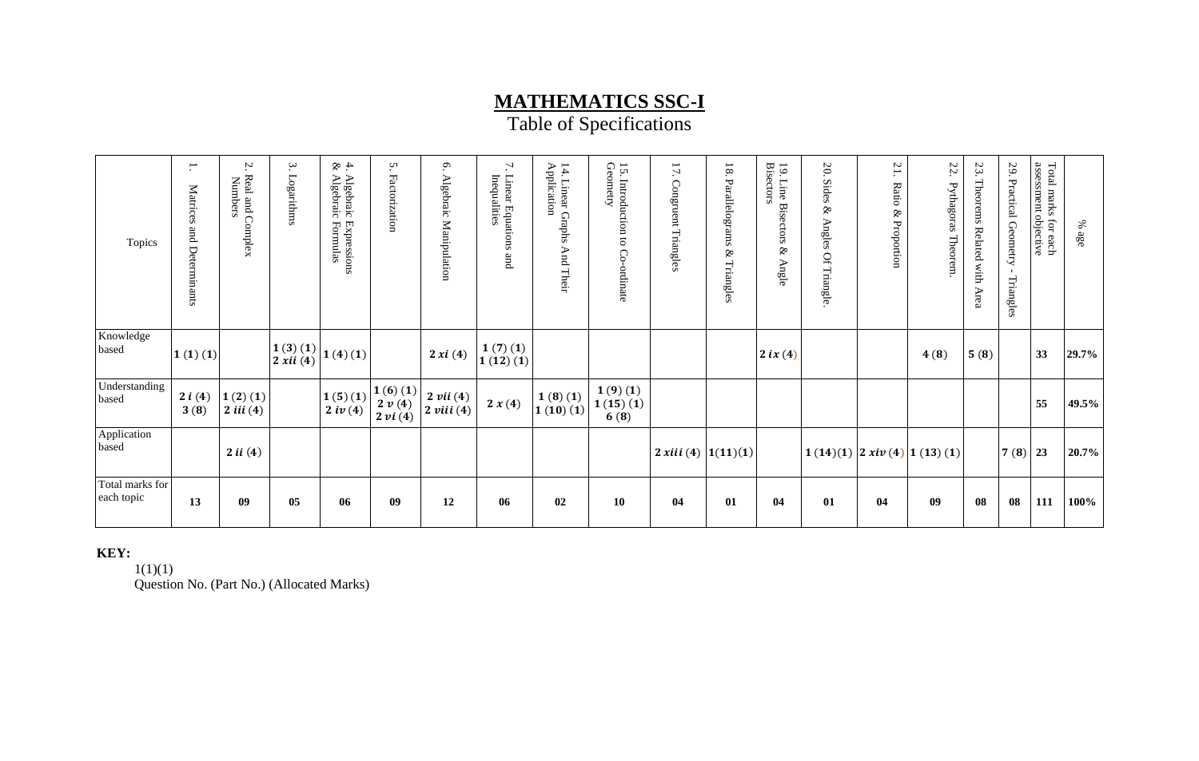# MATHEMATICS SSC-I

Table of Specifications

| Topics | 1. Matrices and Determinants | 2. Real and Complex Numbers | 3. Logarithms | 4. Algebraic Expressions & Algebraic Formulas | 5. Factorization | 6. Algebraic Manipulation | 7. Linear Equations and Inequalities | 14. Linear Graphs And Their Application | 15. Introduction to Co-ordinate Geometry | 17. Congruent Triangles | 18. Parallelograms & Triangles | 19. Line Bisectors & Angle Bisectors | 20. Sides & Angles Of Triangle. | 21. Ratio & Proportion | 22. Pythagoras Theorem. | 23. Theorems Related with Area | 29. Practical Geometry - Triangles | Total marks for each assessment objective | % age |
|---|---|---|---|---|---|---|---|---|---|---|---|---|---|---|---|---|---|---|---|
| Knowledge based | $1\,(1)\,(1)$ | | $1\,(3)\,(1)$ $2\,xii\,(4)$ | $1\,(4)\,(1)$ | | $2\,xi\,(4)$ | $1\,(7)\,(1)$ $1\,(12)\,(1)$ | | | | | $2\,ix\,(4)$ | | | $4\,(8)$ | $5\,(8)$ | | 33 | 29.7% |
| Understanding based | $2\,i\,(4)$ $3\,(8)$ | $1\,(2)\,(1)$ $2\,iii\,(4)$ | | $1\,(5)\,(1)$ $2\,iv\,(4)$ | $1\,(6)\,(1)$ $2\,v\,(4)$ $2\,vi\,(4)$ | $2\,vii\,(4)$ $2\,viii\,(4)$ | $2\,x\,(4)$ | $1\,(8)\,(1)$ $1\,(10)\,(1)$ | $1\,(9)\,(1)$ $1\,(15)\,(1)$ $6\,(8)$ | | | | | | | | | 55 | 49.5% |
| Application based | | $2\,ii\,(4)$ | | | | | | | | $2\,xiii\,(4)$ | $1(11)(1)$ | | $1\,(14)(1)$ | $2\,xiv\,(4)$ | $1\,(13)\,(1)$ | | $7\,(8)$ | 23 | 20.7% |
| Total marks for each topic | 13 | 09 | 05 | 06 | 09 | 12 | 06 | 02 | 10 | 04 | 01 | 04 | 01 | 04 | 09 | 08 | 08 | 111 | 100% |

**KEY:**

1(1)(1)

Question No. (Part No.) (Allocated Marks)